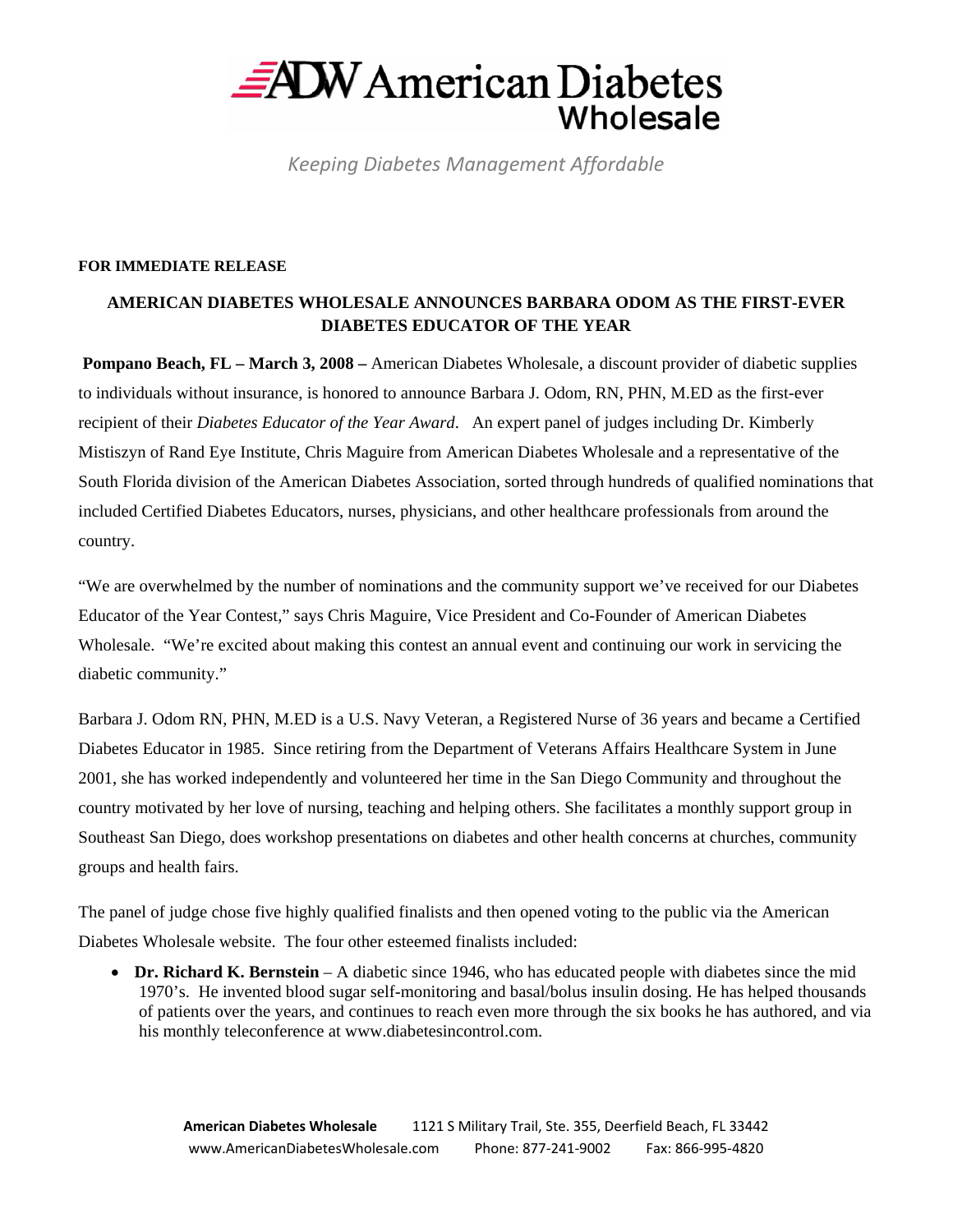# ADW American Diabetes Wholesale

*Keeping Diabetes Management Affordable*

**FOR IMMEDIATE RELEASE**

## AMERICAN DIABETES WHOLESALE ANNOUNCES BARBARA ODOM AS THE FIRST-EVER DIABETES EDUCATOR OF THE YEAR

**Pompano Beach, FL – March 3, 2008 –** American Diabetes Wholesale, a discount provider of diabetic supplies to individuals without insurance, is honored to announce Barbara J. Odom, RN, PHN, M.ED as the first-ever recipient of their *Diabetes Educator of the Year Award*. An expert panel of judges including Dr. Kimberly Mistiszyn of Rand Eye Institute, Chris Maguire from American Diabetes Wholesale and a representative of the South Florida division of the American Diabetes Association, sorted through hundreds of qualified nominations that included Certified Diabetes Educators, nurses, physicians, and other healthcare professionals from around the country.

"We are overwhelmed by the number of nominations and the community support we've received for our Diabetes Educator of the Year Contest," says Chris Maguire, Vice President and Co-Founder of American Diabetes Wholesale. "We're excited about making this contest an annual event and continuing our work in servicing the diabetic community."

Barbara J. Odom RN, PHN, M.ED is a U.S. Navy Veteran, a Registered Nurse of 36 years and became a Certified Diabetes Educator in 1985. Since retiring from the Department of Veterans Affairs Healthcare System in June 2001, she has worked independently and volunteered her time in the San Diego Community and throughout the country motivated by her love of nursing, teaching and helping others. She facilitates a monthly support group in Southeast San Diego, does workshop presentations on diabetes and other health concerns at churches, community groups and health fairs.

The panel of judge chose five highly qualified finalists and then opened voting to the public via the American Diabetes Wholesale website. The four other esteemed finalists included:

- **Dr. Richard K. Bernstein** – A diabetic since 1946, who has educated people with diabetes since the mid 1970's. He invented blood sugar self-monitoring and basal/bolus insulin dosing. He has helped thousands of patients over the years, and continues to reach even more through the six books he has authored, and via his monthly teleconference at www.diabetesincontrol.com.

**American Diabetes Wholesale** 1121 S Military Trail, Ste. 355, Deerfield Beach, FL 33442
www.AmericanDiabetesWholesale.com Phone: 877-241-9002 Fax: 866-995-4820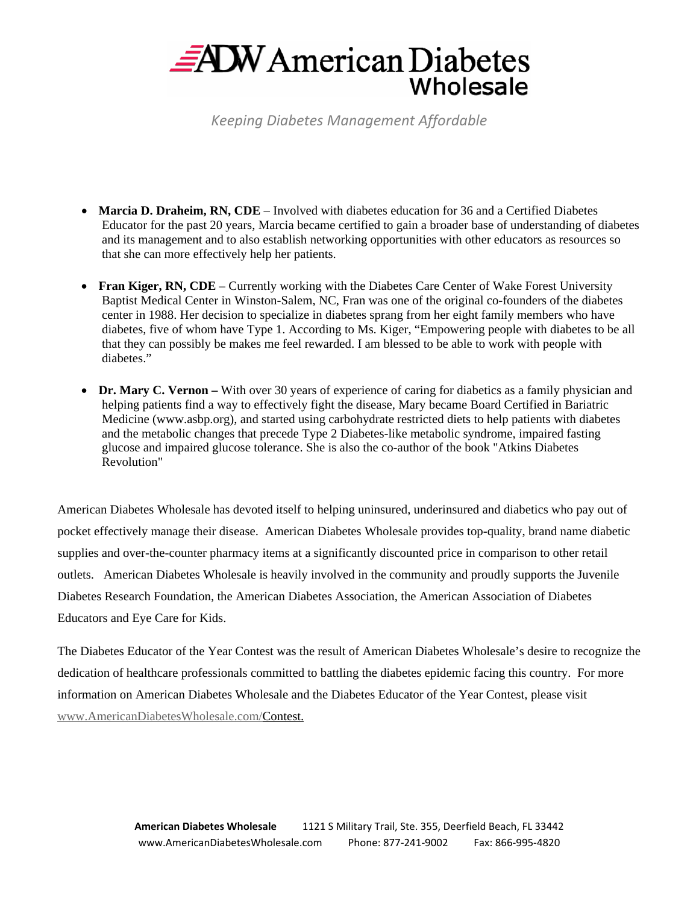- **Marcia D. Draheim, RN, CDE** – Involved with diabetes education for 36 and a Certified Diabetes Educator for the past 20 years, Marcia became certified to gain a broader base of understanding of diabetes and its management and to also establish networking opportunities with other educators as resources so that she can more effectively help her patients.

- **Fran Kiger, RN, CDE** – Currently working with the Diabetes Care Center of Wake Forest University Baptist Medical Center in Winston-Salem, NC, Fran was one of the original co-founders of the diabetes center in 1988. Her decision to specialize in diabetes sprang from her eight family members who have diabetes, five of whom have Type 1. According to Ms. Kiger, "Empowering people with diabetes to be all that they can possibly be makes me feel rewarded. I am blessed to be able to work with people with diabetes."

- **Dr. Mary C. Vernon –** With over 30 years of experience of caring for diabetics as a family physician and helping patients find a way to effectively fight the disease, Mary became Board Certified in Bariatric Medicine (www.asbp.org), and started using carbohydrate restricted diets to help patients with diabetes and the metabolic changes that precede Type 2 Diabetes-like metabolic syndrome, impaired fasting glucose and impaired glucose tolerance. She is also the co-author of the book "Atkins Diabetes Revolution"

American Diabetes Wholesale has devoted itself to helping uninsured, underinsured and diabetics who pay out of pocket effectively manage their disease. American Diabetes Wholesale provides top-quality, brand name diabetic supplies and over-the-counter pharmacy items at a significantly discounted price in comparison to other retail outlets. American Diabetes Wholesale is heavily involved in the community and proudly supports the Juvenile Diabetes Research Foundation, the American Diabetes Association, the American Association of Diabetes Educators and Eye Care for Kids.

The Diabetes Educator of the Year Contest was the result of American Diabetes Wholesale's desire to recognize the dedication of healthcare professionals committed to battling the diabetes epidemic facing this country. For more information on American Diabetes Wholesale and the Diabetes Educator of the Year Contest, please visit www.AmericanDiabetesWholesale.com/Contest.